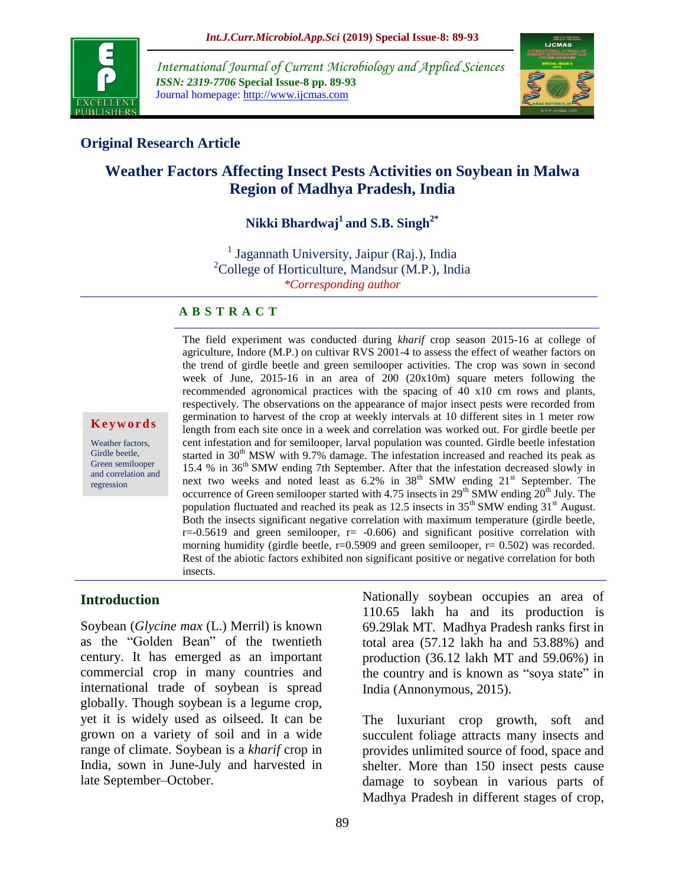## Original Research Article

# Weather Factors Affecting Insect Pests Activities on Soybean in Malwa Region of Madhya Pradesh, India

**Nikki Bhardwaj[1] and S.B. Singh[2*]**

[1] Jagannath University, Jaipur (Raj.), India
[2]College of Horticulture, Mandsur (M.P.), India
*\*Corresponding author*

### A B S T R A C T

**Keywords**

Weather factors, Girdle beetle, Green semilooper and correlation and regression

The field experiment was conducted during *kharif* crop season 2015-16 at college of agriculture, Indore (M.P.) on cultivar RVS 2001-4 to assess the effect of weather factors on the trend of girdle beetle and green semilooper activities. The crop was sown in second week of June, 2015-16 in an area of 200 (20x10m) square meters following the recommended agronomical practices with the spacing of 40 x10 cm rows and plants, respectively. The observations on the appearance of major insect pests were recorded from germination to harvest of the crop at weekly intervals at 10 different sites in 1 meter row length from each site once in a week and correlation was worked out. For girdle beetle per cent infestation and for semilooper, larval population was counted. Girdle beetle infestation started in 30th MSW with 9.7% damage. The infestation increased and reached its peak as 15.4 % in 36th SMW ending 7th September. After that the infestation decreased slowly in next two weeks and noted least as 6.2% in 38th SMW ending 21st September. The occurrence of Green semilooper started with 4.75 insects in 29th SMW ending 20th July. The population fluctuated and reached its peak as 12.5 insects in 35th SMW ending 31st August. Both the insects significant negative correlation with maximum temperature (girdle beetle, r=-0.5619 and green semilooper, r= -0.606) and significant positive correlation with morning humidity (girdle beetle, r=0.5909 and green semilooper, r= 0.502) was recorded. Rest of the abiotic factors exhibited non significant positive or negative correlation for both insects.

## Introduction

Soybean (*Glycine max* (L.) Merril) is known as the "Golden Bean" of the twentieth century. It has emerged as an important commercial crop in many countries and international trade of soybean is spread globally. Though soybean is a legume crop, yet it is widely used as oilseed. It can be grown on a variety of soil and in a wide range of climate. Soybean is a *kharif* crop in India, sown in June-July and harvested in late September–October.

Nationally soybean occupies an area of 110.65 lakh ha and its production is 69.29lak MT. Madhya Pradesh ranks first in total area (57.12 lakh ha and 53.88%) and production (36.12 lakh MT and 59.06%) in the country and is known as "soya state" in India (Annonymous, 2015).

The luxuriant crop growth, soft and succulent foliage attracts many insects and provides unlimited source of food, space and shelter. More than 150 insect pests cause damage to soybean in various parts of Madhya Pradesh in different stages of crop,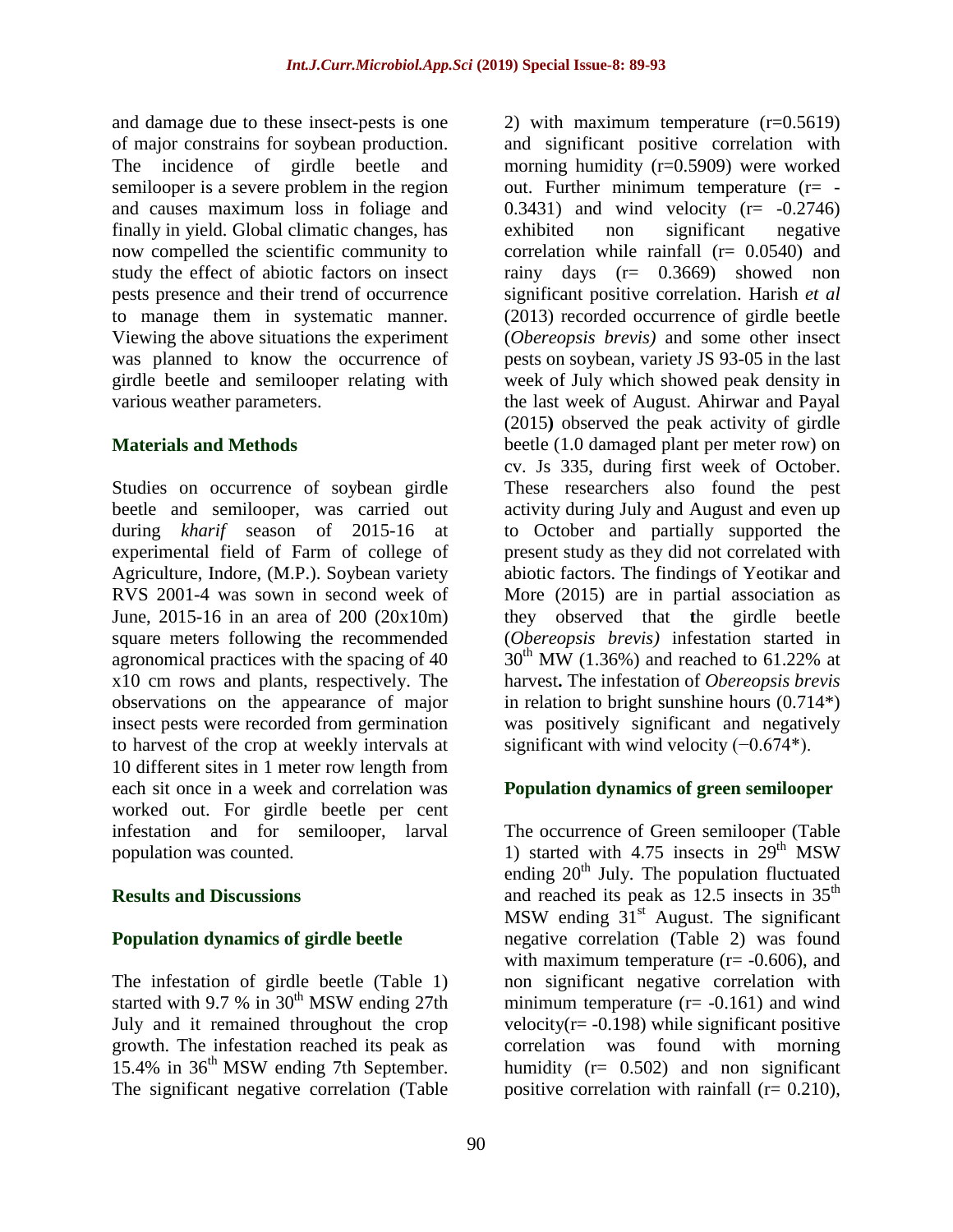and damage due to these insect-pests is one of major constrains for soybean production. The incidence of girdle beetle and semilooper is a severe problem in the region and causes maximum loss in foliage and finally in yield. Global climatic changes, has now compelled the scientific community to study the effect of abiotic factors on insect pests presence and their trend of occurrence to manage them in systematic manner. Viewing the above situations the experiment was planned to know the occurrence of girdle beetle and semilooper relating with various weather parameters.

## Materials and Methods

Studies on occurrence of soybean girdle beetle and semilooper, was carried out during *kharif* season of 2015-16 at experimental field of Farm of college of Agriculture, Indore, (M.P.). Soybean variety RVS 2001-4 was sown in second week of June, 2015-16 in an area of 200 (20x10m) square meters following the recommended agronomical practices with the spacing of 40 x10 cm rows and plants, respectively. The observations on the appearance of major insect pests were recorded from germination to harvest of the crop at weekly intervals at 10 different sites in 1 meter row length from each sit once in a week and correlation was worked out. For girdle beetle per cent infestation and for semilooper, larval population was counted.

## Results and Discussions

### Population dynamics of girdle beetle

The infestation of girdle beetle (Table 1) started with 9.7 % in $30^{th}$ MSW ending 27th July and it remained throughout the crop growth. The infestation reached its peak as 15.4% in $36^{th}$ MSW ending 7th September. The significant negative correlation (Table 2) with maximum temperature (r=0.5619) and significant positive correlation with morning humidity (r=0.5909) were worked out. Further minimum temperature (r= -0.3431) and wind velocity (r= -0.2746) exhibited non significant negative correlation while rainfall (r= 0.0540) and rainy days (r= 0.3669) showed non significant positive correlation. Harish *et al* (2013) recorded occurrence of girdle beetle (*Obereopsis brevis)* and some other insect pests on soybean, variety JS 93-05 in the last week of July which showed peak density in the last week of August. Ahirwar and Payal (2015**)** observed the peak activity of girdle beetle (1.0 damaged plant per meter row) on cv. Js 335, during first week of October. These researchers also found the pest activity during July and August and even up to October and partially supported the present study as they did not correlated with abiotic factors. The findings of Yeotikar and More (2015) are in partial association as they observed that **t**he girdle beetle (*Obereopsis brevis)* infestation started in $30^{th}$ MW (1.36%) and reached to 61.22% at harvest**.** The infestation of *Obereopsis brevis* in relation to bright sunshine hours (0.714*) was positively significant and negatively significant with wind velocity (−0.674*).

### Population dynamics of green semilooper

The occurrence of Green semilooper (Table 1) started with 4.75 insects in $29^{th}$ MSW ending $20^{th}$ July. The population fluctuated and reached its peak as 12.5 insects in $35^{th}$ MSW ending $31^{st}$ August. The significant negative correlation (Table 2) was found with maximum temperature (r= -0.606), and non significant negative correlation with minimum temperature (r= -0.161) and wind velocity(r= -0.198) while significant positive correlation was found with morning humidity (r= 0.502) and non significant positive correlation with rainfall (r= 0.210),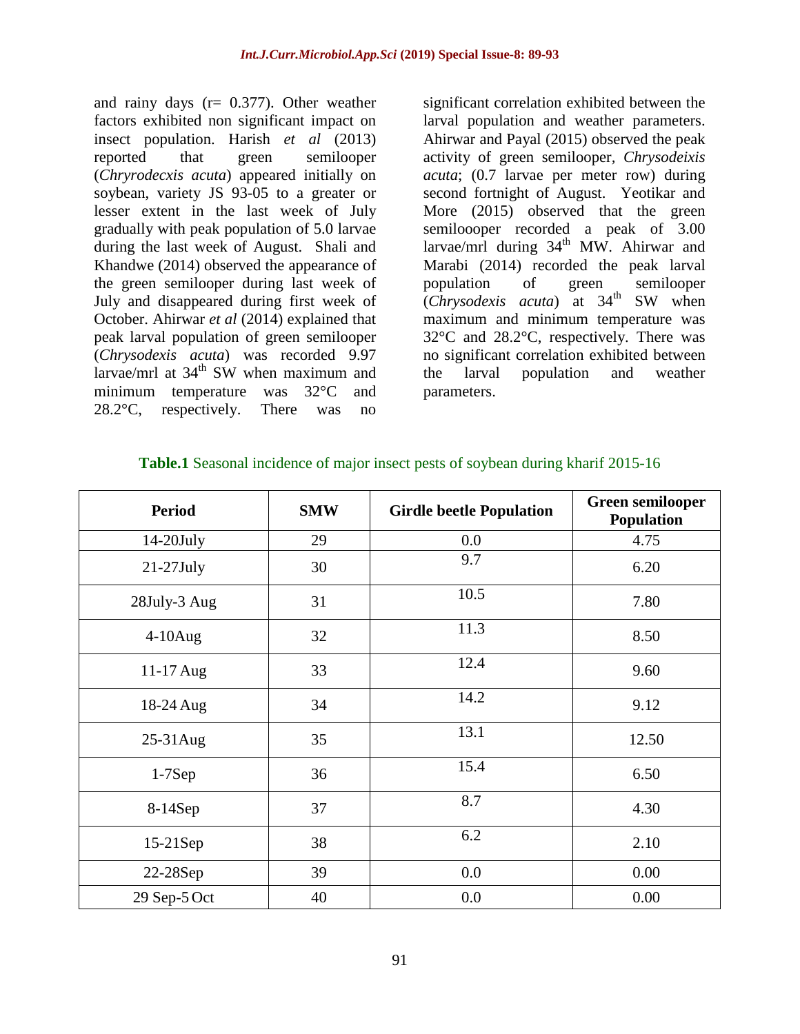and rainy days (r= 0.377). Other weather factors exhibited non significant impact on insect population. Harish *et al* (2013) reported that green semilooper (*Chryrodecxis acuta*) appeared initially on soybean, variety JS 93-05 to a greater or lesser extent in the last week of July gradually with peak population of 5.0 larvae during the last week of August. Shali and Khandwe (2014) observed the appearance of the green semilooper during last week of July and disappeared during first week of October. Ahirwar *et al* (2014) explained that peak larval population of green semilooper (*Chrysodexis acuta*) was recorded 9.97 larvae/mrl at 34th SW when maximum and minimum temperature was 32°C and 28.2°C, respectively. There was no significant correlation exhibited between the larval population and weather parameters. Ahirwar and Payal (2015) observed the peak activity of green semilooper, *Chrysodeixis acuta*; (0.7 larvae per meter row) during second fortnight of August. Yeotikar and More (2015) observed that the green semiloooper recorded a peak of 3.00 larvae/mrl during 34th MW. Ahirwar and Marabi (2014) recorded the peak larval population of green semilooper (*Chrysodexis acuta*) at 34th SW when maximum and minimum temperature was 32°C and 28.2°C, respectively. There was no significant correlation exhibited between the larval population and weather parameters.

**Table.1** Seasonal incidence of major insect pests of soybean during kharif 2015-16

| Period | SMW | Girdle beetle Population | Green semilooper Population |
|---|---|---|---|
| 14-20July | 29 | 0.0 | 4.75 |
| 21-27July | 30 | 9.7 | 6.20 |
| 28July-3 Aug | 31 | 10.5 | 7.80 |
| 4-10Aug | 32 | 11.3 | 8.50 |
| 11-17 Aug | 33 | 12.4 | 9.60 |
| 18-24 Aug | 34 | 14.2 | 9.12 |
| 25-31Aug | 35 | 13.1 | 12.50 |
| 1-7Sep | 36 | 15.4 | 6.50 |
| 8-14Sep | 37 | 8.7 | 4.30 |
| 15-21Sep | 38 | 6.2 | 2.10 |
| 22-28Sep | 39 | 0.0 | 0.00 |
| 29 Sep-5 Oct | 40 | 0.0 | 0.00 |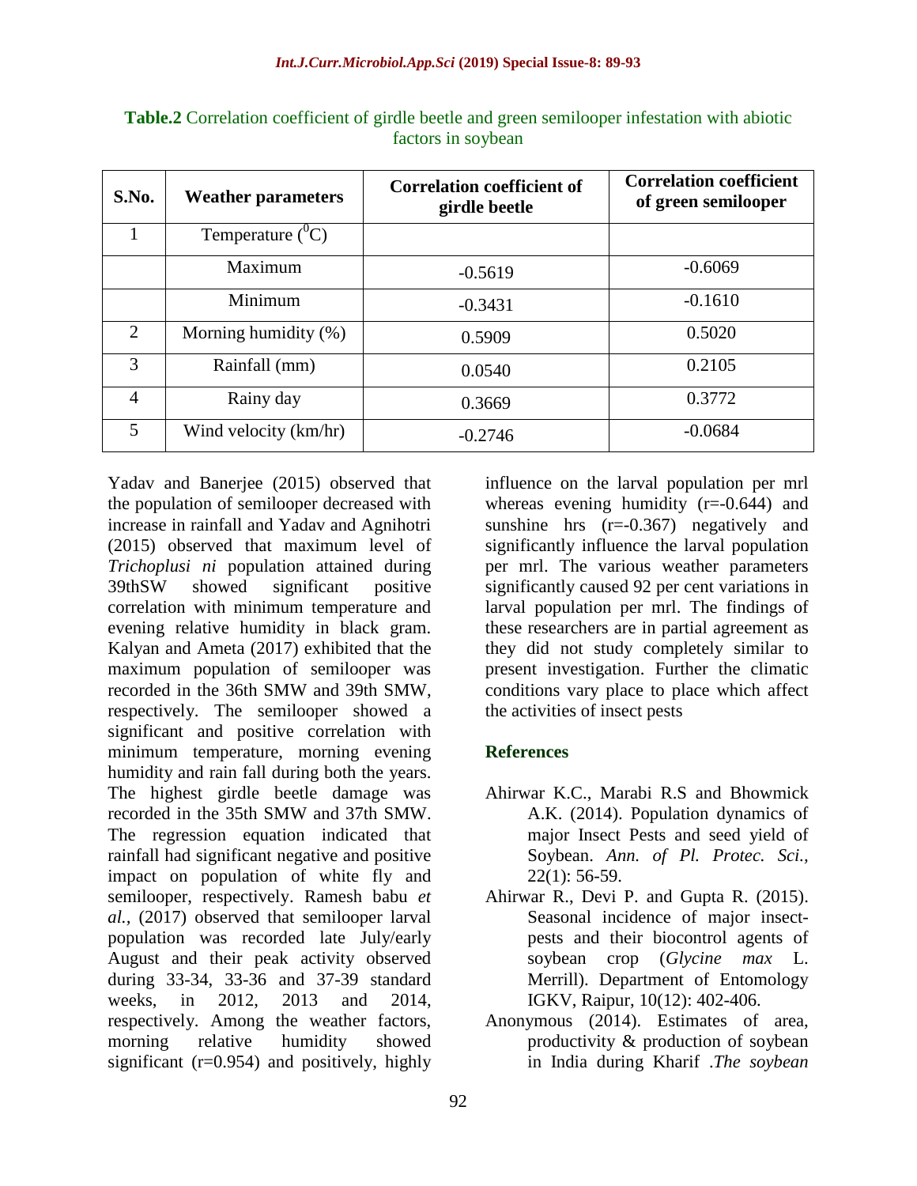**Table.2** Correlation coefficient of girdle beetle and green semilooper infestation with abiotic factors in soybean

| S.No. | Weather parameters | Correlation coefficient of girdle beetle | Correlation coefficient of green semilooper |
|---|---|---|---|
| 1 | Temperature ($^0$C) | | |
| | Maximum | -0.5619 | -0.6069 |
| | Minimum | -0.3431 | -0.1610 |
| 2 | Morning humidity (%) | 0.5909 | 0.5020 |
| 3 | Rainfall (mm) | 0.0540 | 0.2105 |
| 4 | Rainy day | 0.3669 | 0.3772 |
| 5 | Wind velocity (km/hr) | -0.2746 | -0.0684 |

Yadav and Banerjee (2015) observed that the population of semilooper decreased with increase in rainfall and Yadav and Agnihotri (2015) observed that maximum level of *Trichoplusi ni* population attained during 39thSW showed significant positive correlation with minimum temperature and evening relative humidity in black gram. Kalyan and Ameta (2017) exhibited that the maximum population of semilooper was recorded in the 36th SMW and 39th SMW, respectively. The semilooper showed a significant and positive correlation with minimum temperature, morning evening humidity and rain fall during both the years. The highest girdle beetle damage was recorded in the 35th SMW and 37th SMW. The regression equation indicated that rainfall had significant negative and positive impact on population of white fly and semilooper, respectively. Ramesh babu *et al.,* (2017) observed that semilooper larval population was recorded late July/early August and their peak activity observed during 33-34, 33-36 and 37-39 standard weeks, in 2012, 2013 and 2014, respectively. Among the weather factors, morning relative humidity showed significant (r=0.954) and positively, highly influence on the larval population per mrl whereas evening humidity (r=-0.644) and sunshine hrs (r=-0.367) negatively and significantly influence the larval population per mrl. The various weather parameters significantly caused 92 per cent variations in larval population per mrl. The findings of these researchers are in partial agreement as they did not study completely similar to present investigation. Further the climatic conditions vary place to place which affect the activities of insect pests

## References

Ahirwar K.C., Marabi R.S and Bhowmick A.K. (2014). Population dynamics of major Insect Pests and seed yield of Soybean. *Ann. of Pl. Protec. Sci.,* 22(1): 56-59.

Ahirwar R., Devi P. and Gupta R. (2015). Seasonal incidence of major insect-pests and their biocontrol agents of soybean crop (*Glycine max* L. Merrill). Department of Entomology IGKV, Raipur, 10(12): 402-406.

Anonymous (2014). Estimates of area, productivity & production of soybean in India during Kharif .*The soybean*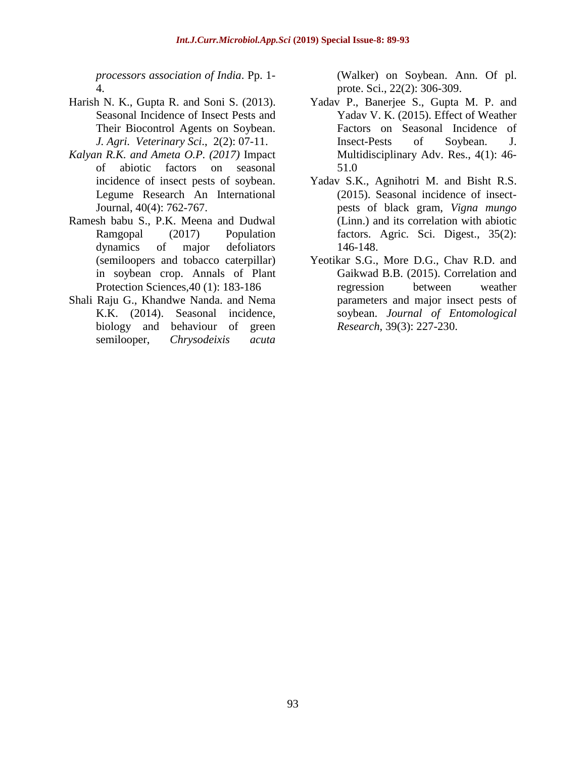*processors association of India*. Pp. 1-4.

Harish N. K., Gupta R. and Soni S. (2013). Seasonal Incidence of Insect Pests and Their Biocontrol Agents on Soybean. *J. Agri. Veterinary Sci.*, 2(2): 07-11.

*Kalyan R.K. and Ameta O.P. (2017)* Impact of abiotic factors on seasonal incidence of insect pests of soybean. Legume Research An International Journal, 40(4): 762-767.

Ramesh babu S., P.K. Meena and Dudwal Ramgopal (2017) Population dynamics of major defoliators (semiloopers and tobacco caterpillar) in soybean crop. Annals of Plant Protection Sciences,40 (1): 183-186

Shali Raju G., Khandwe Nanda. and Nema K.K. (2014). Seasonal incidence, biology and behaviour of green semilooper, *Chrysodeixis acuta* (Walker) on Soybean. Ann. Of pl. prote. Sci., 22(2): 306-309.

Yadav P., Banerjee S., Gupta M. P. and Yadav V. K. (2015). Effect of Weather Factors on Seasonal Incidence of Insect-Pests of Soybean. J. Multidisciplinary Adv. Res., 4(1): 46-51.0

Yadav S.K., Agnihotri M. and Bisht R.S. (2015). Seasonal incidence of insect-pests of black gram, *Vigna mungo* (Linn.) and its correlation with abiotic factors. Agric. Sci. Digest., 35(2): 146-148.

Yeotikar S.G., More D.G., Chav R.D. and Gaikwad B.B. (2015). Correlation and regression between weather parameters and major insect pests of soybean. *Journal of Entomological Research*, 39(3): 227-230.